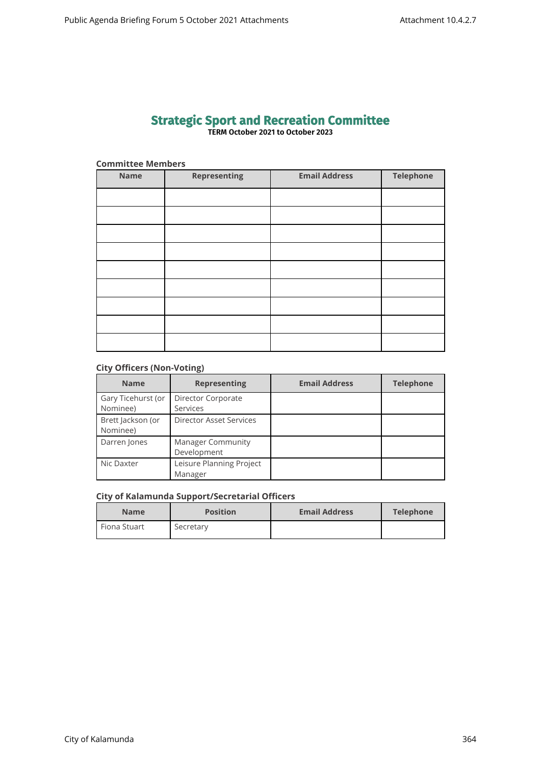# Strategic Sport and Recreation Committee

**TERM October 2021 to October 2023**

### Committee Members

| Name | Representing | Email Address | Telephone |
|---|---|---|---|
| | | | |
| | | | |
| | | | |
| | | | |
| | | | |
| | | | |
| | | | |
| | | | |
| | | | |

### City Officers (Non-Voting)

| Name | Representing | Email Address | Telephone |
|---|---|---|---|
| Gary Ticehurst (or Nominee) | Director Corporate Services | | |
| Brett Jackson (or Nominee) | Director Asset Services | | |
| Darren Jones | Manager Community Development | | |
| Nic Daxter | Leisure Planning Project Manager | | |

### City of Kalamunda Support/Secretarial Officers

| Name | Position | Email Address | Telephone |
|---|---|---|---|
| Fiona Stuart | Secretary | | |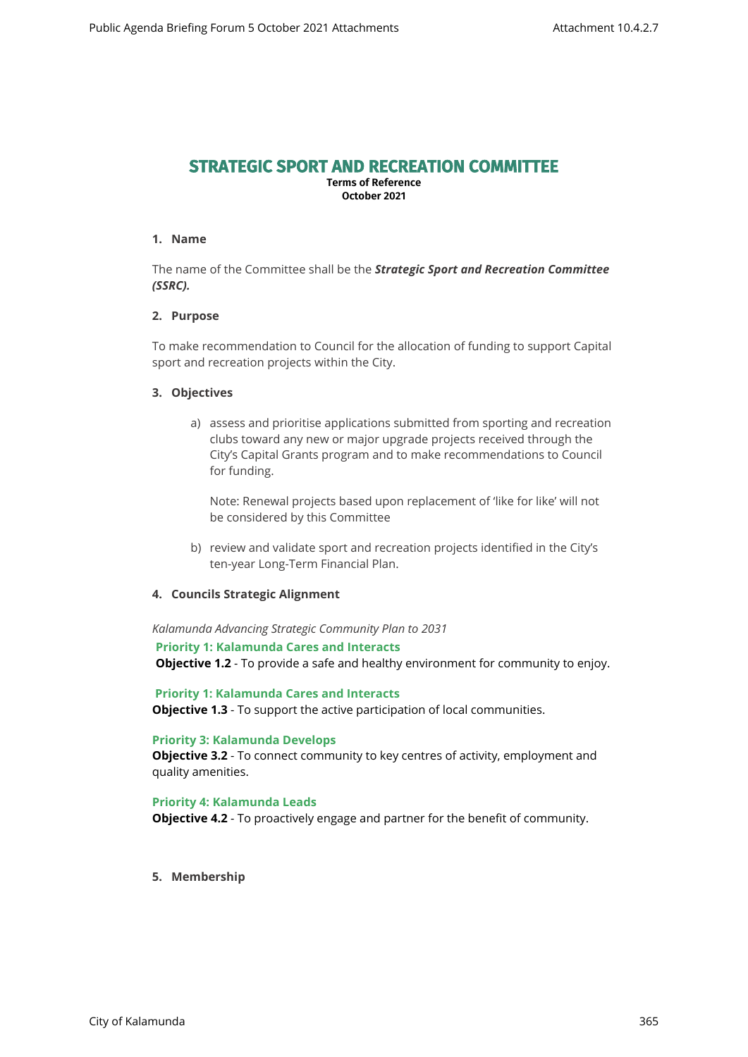# STRATEGIC SPORT AND RECREATION COMMITTEE

**Terms of Reference**
**October 2021**

**1. Name**

The name of the Committee shall be the ***Strategic Sport and Recreation Committee (SSRC).***

**2. Purpose**

To make recommendation to Council for the allocation of funding to support Capital sport and recreation projects within the City.

**3. Objectives**

a) assess and prioritise applications submitted from sporting and recreation clubs toward any new or major upgrade projects received through the City's Capital Grants program and to make recommendations to Council for funding.

   Note: Renewal projects based upon replacement of 'like for like' will not be considered by this Committee

b) review and validate sport and recreation projects identified in the City's ten-year Long-Term Financial Plan.

**4. Councils Strategic Alignment**

*Kalamunda Advancing Strategic Community Plan to 2031*

**Priority 1: Kalamunda Cares and Interacts**
**Objective 1.2** - To provide a safe and healthy environment for community to enjoy.

**Priority 1: Kalamunda Cares and Interacts**
**Objective 1.3** - To support the active participation of local communities.

**Priority 3: Kalamunda Develops**
**Objective 3.2** - To connect community to key centres of activity, employment and quality amenities.

**Priority 4: Kalamunda Leads**
**Objective 4.2** - To proactively engage and partner for the benefit of community.

**5. Membership**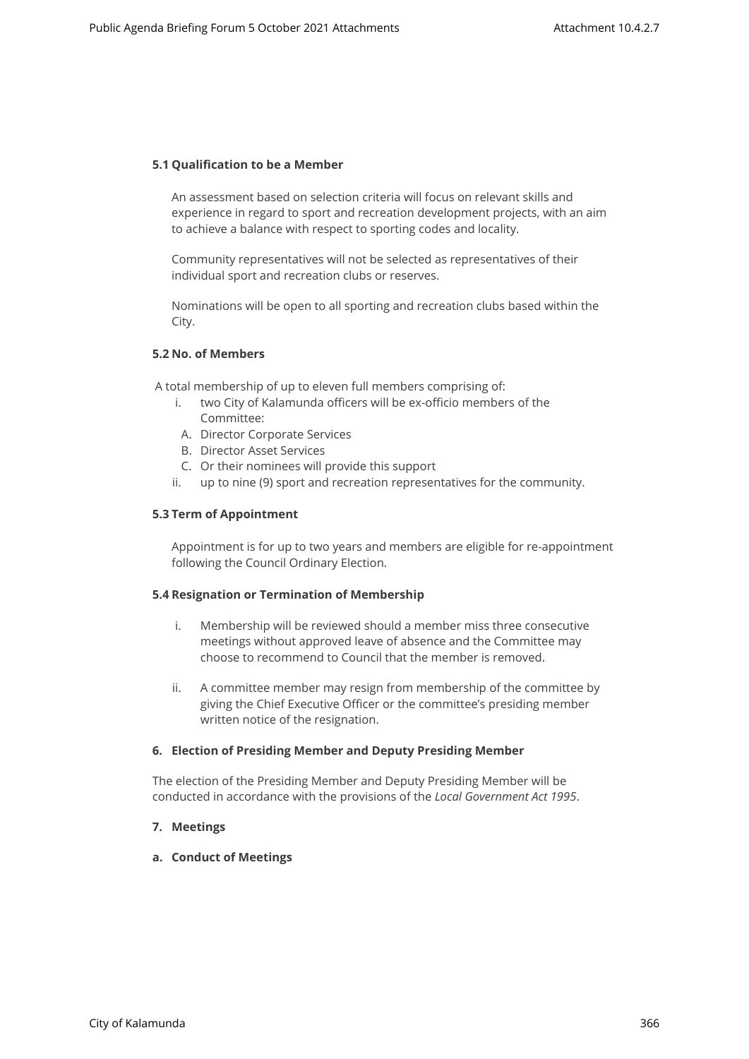### 5.1 Qualification to be a Member

An assessment based on selection criteria will focus on relevant skills and experience in regard to sport and recreation development projects, with an aim to achieve a balance with respect to sporting codes and locality.

Community representatives will not be selected as representatives of their individual sport and recreation clubs or reserves.

Nominations will be open to all sporting and recreation clubs based within the City.

### 5.2 No. of Members

A total membership of up to eleven full members comprising of:

i. two City of Kalamunda officers will be ex-officio members of the Committee:
   A. Director Corporate Services
   B. Director Asset Services
   C. Or their nominees will provide this support
ii. up to nine (9) sport and recreation representatives for the community.

### 5.3 Term of Appointment

Appointment is for up to two years and members are eligible for re-appointment following the Council Ordinary Election.

### 5.4 Resignation or Termination of Membership

i. Membership will be reviewed should a member miss three consecutive meetings without approved leave of absence and the Committee may choose to recommend to Council that the member is removed.

ii. A committee member may resign from membership of the committee by giving the Chief Executive Officer or the committee's presiding member written notice of the resignation.

## 6. Election of Presiding Member and Deputy Presiding Member

The election of the Presiding Member and Deputy Presiding Member will be conducted in accordance with the provisions of the *Local Government Act 1995*.

## 7. Meetings

### a. Conduct of Meetings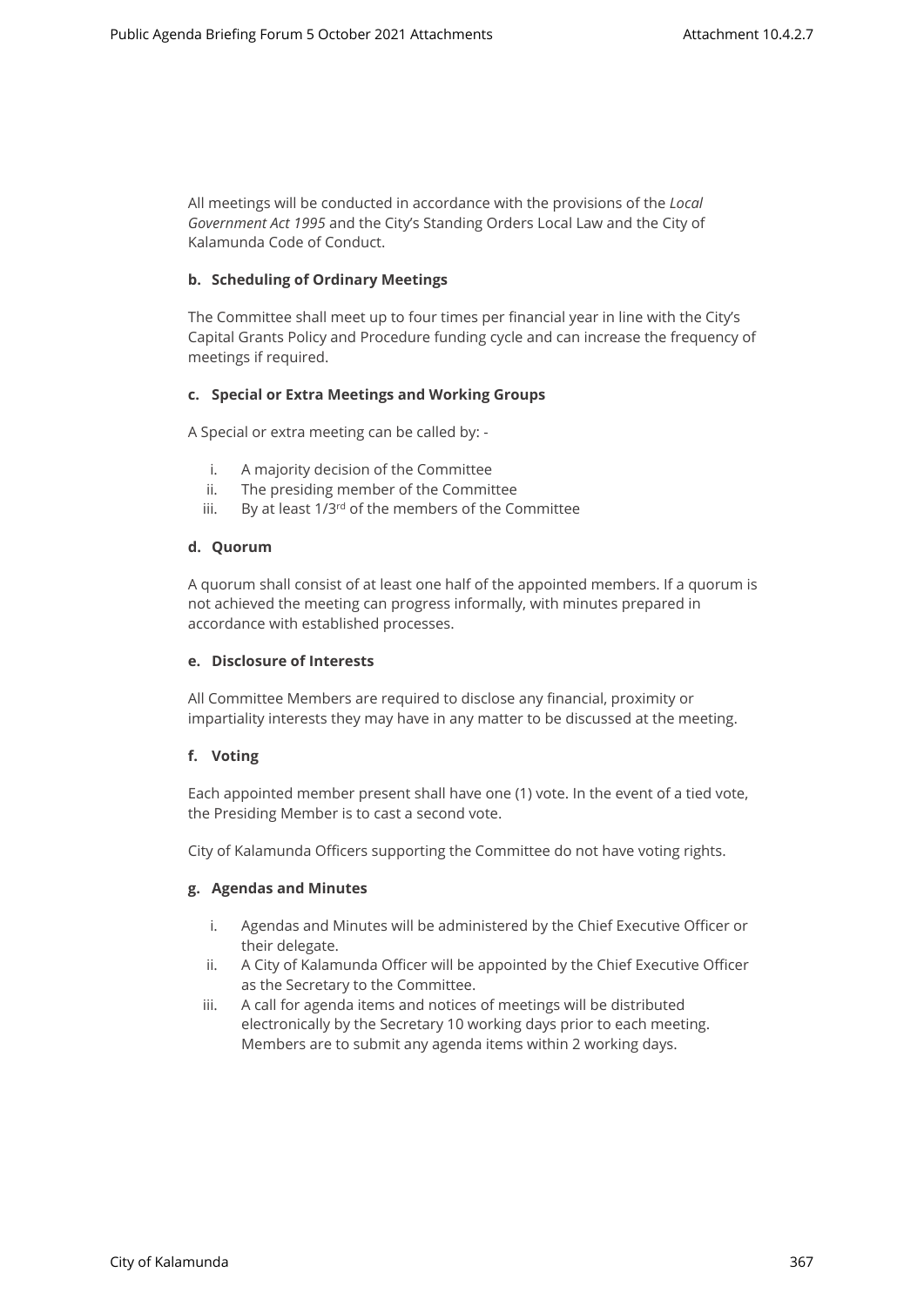All meetings will be conducted in accordance with the provisions of the *Local Government Act 1995* and the City's Standing Orders Local Law and the City of Kalamunda Code of Conduct.

**b. Scheduling of Ordinary Meetings**

The Committee shall meet up to four times per financial year in line with the City's Capital Grants Policy and Procedure funding cycle and can increase the frequency of meetings if required.

**c. Special or Extra Meetings and Working Groups**

A Special or extra meeting can be called by: -

i. A majority decision of the Committee
ii. The presiding member of the Committee
iii. By at least 1/3rd of the members of the Committee

**d. Quorum**

A quorum shall consist of at least one half of the appointed members. If a quorum is not achieved the meeting can progress informally, with minutes prepared in accordance with established processes.

**e. Disclosure of Interests**

All Committee Members are required to disclose any financial, proximity or impartiality interests they may have in any matter to be discussed at the meeting.

**f. Voting**

Each appointed member present shall have one (1) vote. In the event of a tied vote, the Presiding Member is to cast a second vote.

City of Kalamunda Officers supporting the Committee do not have voting rights.

**g. Agendas and Minutes**

i. Agendas and Minutes will be administered by the Chief Executive Officer or their delegate.
ii. A City of Kalamunda Officer will be appointed by the Chief Executive Officer as the Secretary to the Committee.
iii. A call for agenda items and notices of meetings will be distributed electronically by the Secretary 10 working days prior to each meeting. Members are to submit any agenda items within 2 working days.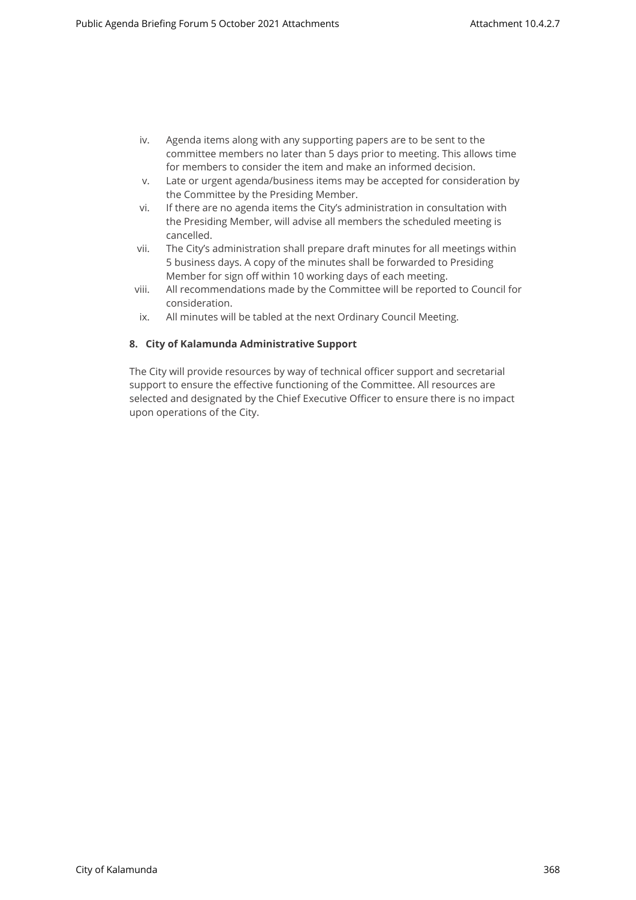iv. Agenda items along with any supporting papers are to be sent to the committee members no later than 5 days prior to meeting. This allows time for members to consider the item and make an informed decision.

v. Late or urgent agenda/business items may be accepted for consideration by the Committee by the Presiding Member.

vi. If there are no agenda items the City's administration in consultation with the Presiding Member, will advise all members the scheduled meeting is cancelled.

vii. The City's administration shall prepare draft minutes for all meetings within 5 business days. A copy of the minutes shall be forwarded to Presiding Member for sign off within 10 working days of each meeting.

viii. All recommendations made by the Committee will be reported to Council for consideration.

ix. All minutes will be tabled at the next Ordinary Council Meeting.

**8. City of Kalamunda Administrative Support**

The City will provide resources by way of technical officer support and secretarial support to ensure the effective functioning of the Committee. All resources are selected and designated by the Chief Executive Officer to ensure there is no impact upon operations of the City.